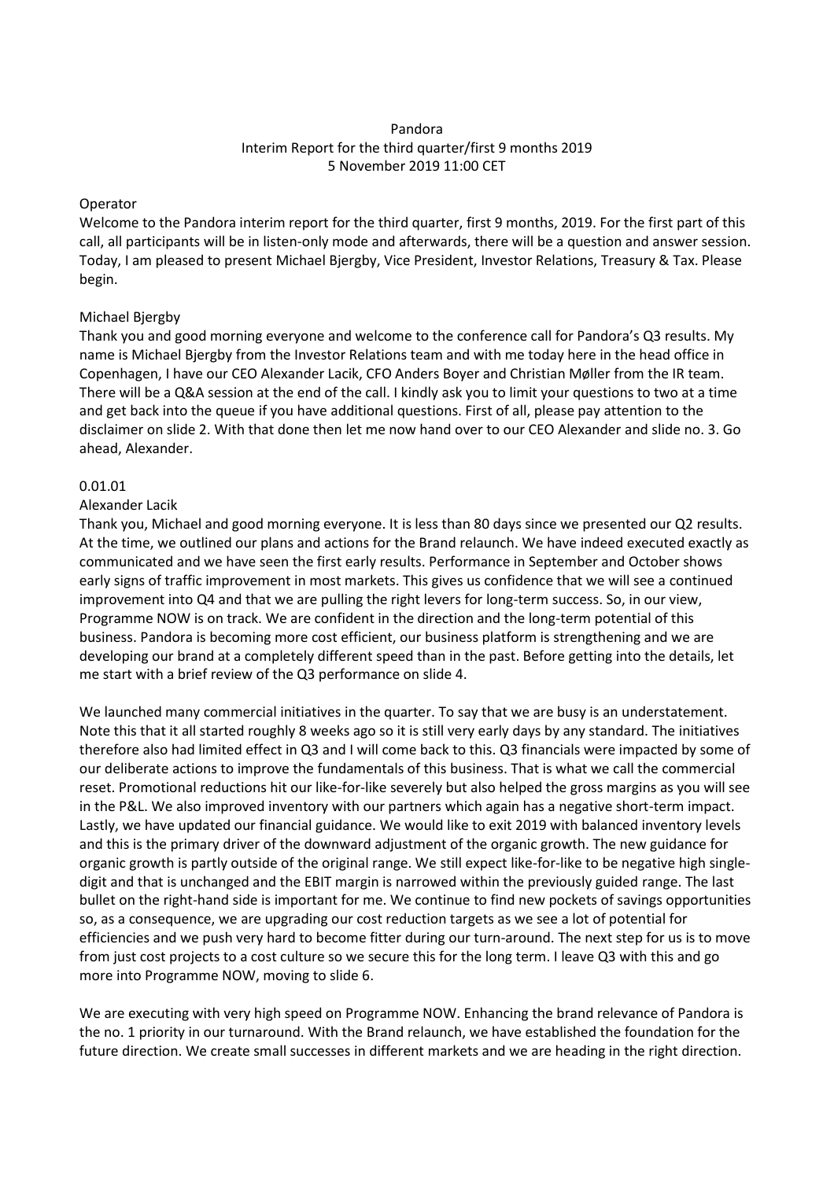Pandora
Interim Report for the third quarter/first 9 months 2019
5 November 2019 11:00 CET

Operator

Welcome to the Pandora interim report for the third quarter, first 9 months, 2019. For the first part of this call, all participants will be in listen-only mode and afterwards, there will be a question and answer session. Today, I am pleased to present Michael Bjergby, Vice President, Investor Relations, Treasury & Tax. Please begin.

Michael Bjergby

Thank you and good morning everyone and welcome to the conference call for Pandora's Q3 results. My name is Michael Bjergby from the Investor Relations team and with me today here in the head office in Copenhagen, I have our CEO Alexander Lacik, CFO Anders Boyer and Christian Møller from the IR team. There will be a Q&A session at the end of the call. I kindly ask you to limit your questions to two at a time and get back into the queue if you have additional questions. First of all, please pay attention to the disclaimer on slide 2. With that done then let me now hand over to our CEO Alexander and slide no. 3. Go ahead, Alexander.

0.01.01

Alexander Lacik

Thank you, Michael and good morning everyone. It is less than 80 days since we presented our Q2 results. At the time, we outlined our plans and actions for the Brand relaunch. We have indeed executed exactly as communicated and we have seen the first early results. Performance in September and October shows early signs of traffic improvement in most markets. This gives us confidence that we will see a continued improvement into Q4 and that we are pulling the right levers for long-term success. So, in our view, Programme NOW is on track. We are confident in the direction and the long-term potential of this business. Pandora is becoming more cost efficient, our business platform is strengthening and we are developing our brand at a completely different speed than in the past. Before getting into the details, let me start with a brief review of the Q3 performance on slide 4.

We launched many commercial initiatives in the quarter. To say that we are busy is an understatement. Note this that it all started roughly 8 weeks ago so it is still very early days by any standard. The initiatives therefore also had limited effect in Q3 and I will come back to this. Q3 financials were impacted by some of our deliberate actions to improve the fundamentals of this business. That is what we call the commercial reset. Promotional reductions hit our like-for-like severely but also helped the gross margins as you will see in the P&L. We also improved inventory with our partners which again has a negative short-term impact. Lastly, we have updated our financial guidance. We would like to exit 2019 with balanced inventory levels and this is the primary driver of the downward adjustment of the organic growth. The new guidance for organic growth is partly outside of the original range. We still expect like-for-like to be negative high single-digit and that is unchanged and the EBIT margin is narrowed within the previously guided range. The last bullet on the right-hand side is important for me. We continue to find new pockets of savings opportunities so, as a consequence, we are upgrading our cost reduction targets as we see a lot of potential for efficiencies and we push very hard to become fitter during our turn-around. The next step for us is to move from just cost projects to a cost culture so we secure this for the long term. I leave Q3 with this and go more into Programme NOW, moving to slide 6.

We are executing with very high speed on Programme NOW. Enhancing the brand relevance of Pandora is the no. 1 priority in our turnaround. With the Brand relaunch, we have established the foundation for the future direction. We create small successes in different markets and we are heading in the right direction.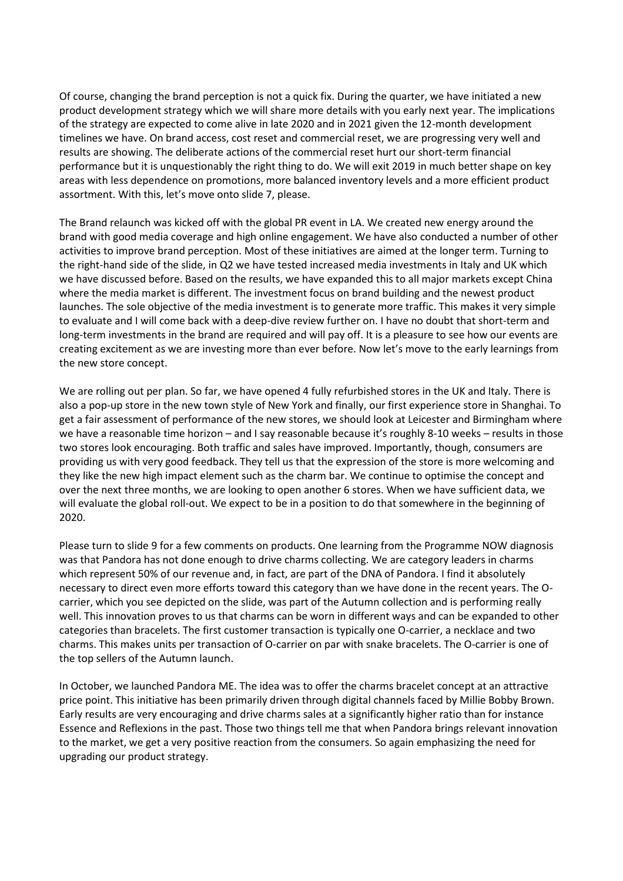Of course, changing the brand perception is not a quick fix. During the quarter, we have initiated a new product development strategy which we will share more details with you early next year. The implications of the strategy are expected to come alive in late 2020 and in 2021 given the 12-month development timelines we have. On brand access, cost reset and commercial reset, we are progressing very well and results are showing. The deliberate actions of the commercial reset hurt our short-term financial performance but it is unquestionably the right thing to do. We will exit 2019 in much better shape on key areas with less dependence on promotions, more balanced inventory levels and a more efficient product assortment. With this, let's move onto slide 7, please.

The Brand relaunch was kicked off with the global PR event in LA. We created new energy around the brand with good media coverage and high online engagement. We have also conducted a number of other activities to improve brand perception. Most of these initiatives are aimed at the longer term. Turning to the right-hand side of the slide, in Q2 we have tested increased media investments in Italy and UK which we have discussed before. Based on the results, we have expanded this to all major markets except China where the media market is different. The investment focus on brand building and the newest product launches. The sole objective of the media investment is to generate more traffic. This makes it very simple to evaluate and I will come back with a deep-dive review further on. I have no doubt that short-term and long-term investments in the brand are required and will pay off. It is a pleasure to see how our events are creating excitement as we are investing more than ever before. Now let's move to the early learnings from the new store concept.

We are rolling out per plan. So far, we have opened 4 fully refurbished stores in the UK and Italy. There is also a pop-up store in the new town style of New York and finally, our first experience store in Shanghai. To get a fair assessment of performance of the new stores, we should look at Leicester and Birmingham where we have a reasonable time horizon – and I say reasonable because it's roughly 8-10 weeks – results in those two stores look encouraging. Both traffic and sales have improved. Importantly, though, consumers are providing us with very good feedback. They tell us that the expression of the store is more welcoming and they like the new high impact element such as the charm bar. We continue to optimise the concept and over the next three months, we are looking to open another 6 stores. When we have sufficient data, we will evaluate the global roll-out. We expect to be in a position to do that somewhere in the beginning of 2020.

Please turn to slide 9 for a few comments on products. One learning from the Programme NOW diagnosis was that Pandora has not done enough to drive charms collecting. We are category leaders in charms which represent 50% of our revenue and, in fact, are part of the DNA of Pandora. I find it absolutely necessary to direct even more efforts toward this category than we have done in the recent years. The O-carrier, which you see depicted on the slide, was part of the Autumn collection and is performing really well. This innovation proves to us that charms can be worn in different ways and can be expanded to other categories than bracelets. The first customer transaction is typically one O-carrier, a necklace and two charms. This makes units per transaction of O-carrier on par with snake bracelets. The O-carrier is one of the top sellers of the Autumn launch.

In October, we launched Pandora ME. The idea was to offer the charms bracelet concept at an attractive price point. This initiative has been primarily driven through digital channels faced by Millie Bobby Brown. Early results are very encouraging and drive charms sales at a significantly higher ratio than for instance Essence and Reflexions in the past. Those two things tell me that when Pandora brings relevant innovation to the market, we get a very positive reaction from the consumers. So again emphasizing the need for upgrading our product strategy.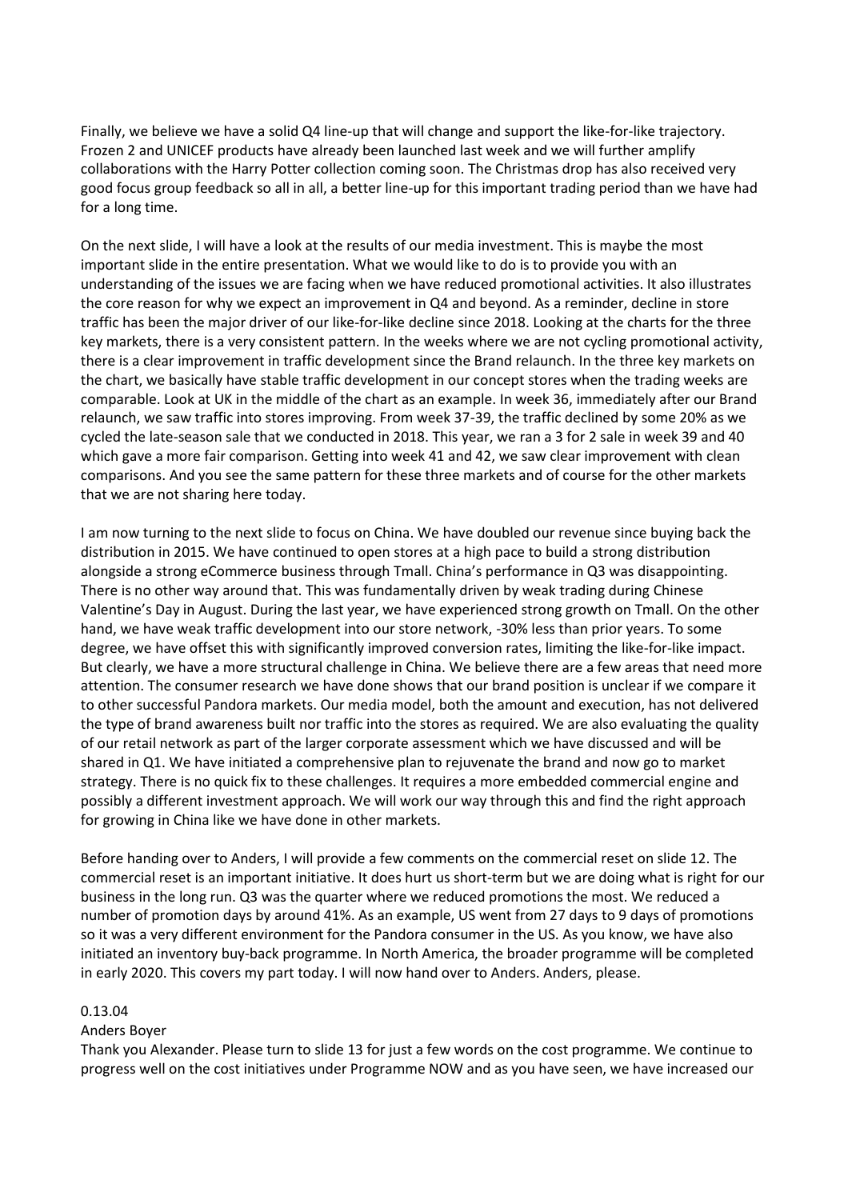Finally, we believe we have a solid Q4 line-up that will change and support the like-for-like trajectory. Frozen 2 and UNICEF products have already been launched last week and we will further amplify collaborations with the Harry Potter collection coming soon. The Christmas drop has also received very good focus group feedback so all in all, a better line-up for this important trading period than we have had for a long time.

On the next slide, I will have a look at the results of our media investment. This is maybe the most important slide in the entire presentation. What we would like to do is to provide you with an understanding of the issues we are facing when we have reduced promotional activities. It also illustrates the core reason for why we expect an improvement in Q4 and beyond. As a reminder, decline in store traffic has been the major driver of our like-for-like decline since 2018. Looking at the charts for the three key markets, there is a very consistent pattern. In the weeks where we are not cycling promotional activity, there is a clear improvement in traffic development since the Brand relaunch. In the three key markets on the chart, we basically have stable traffic development in our concept stores when the trading weeks are comparable. Look at UK in the middle of the chart as an example. In week 36, immediately after our Brand relaunch, we saw traffic into stores improving. From week 37-39, the traffic declined by some 20% as we cycled the late-season sale that we conducted in 2018. This year, we ran a 3 for 2 sale in week 39 and 40 which gave a more fair comparison. Getting into week 41 and 42, we saw clear improvement with clean comparisons. And you see the same pattern for these three markets and of course for the other markets that we are not sharing here today.

I am now turning to the next slide to focus on China. We have doubled our revenue since buying back the distribution in 2015. We have continued to open stores at a high pace to build a strong distribution alongside a strong eCommerce business through Tmall. China's performance in Q3 was disappointing. There is no other way around that. This was fundamentally driven by weak trading during Chinese Valentine's Day in August. During the last year, we have experienced strong growth on Tmall. On the other hand, we have weak traffic development into our store network, -30% less than prior years. To some degree, we have offset this with significantly improved conversion rates, limiting the like-for-like impact. But clearly, we have a more structural challenge in China. We believe there are a few areas that need more attention. The consumer research we have done shows that our brand position is unclear if we compare it to other successful Pandora markets. Our media model, both the amount and execution, has not delivered the type of brand awareness built nor traffic into the stores as required. We are also evaluating the quality of our retail network as part of the larger corporate assessment which we have discussed and will be shared in Q1. We have initiated a comprehensive plan to rejuvenate the brand and now go to market strategy. There is no quick fix to these challenges. It requires a more embedded commercial engine and possibly a different investment approach. We will work our way through this and find the right approach for growing in China like we have done in other markets.

Before handing over to Anders, I will provide a few comments on the commercial reset on slide 12. The commercial reset is an important initiative. It does hurt us short-term but we are doing what is right for our business in the long run. Q3 was the quarter where we reduced promotions the most. We reduced a number of promotion days by around 41%. As an example, US went from 27 days to 9 days of promotions so it was a very different environment for the Pandora consumer in the US. As you know, we have also initiated an inventory buy-back programme. In North America, the broader programme will be completed in early 2020. This covers my part today. I will now hand over to Anders. Anders, please.

0.13.04

Anders Boyer

Thank you Alexander. Please turn to slide 13 for just a few words on the cost programme. We continue to progress well on the cost initiatives under Programme NOW and as you have seen, we have increased our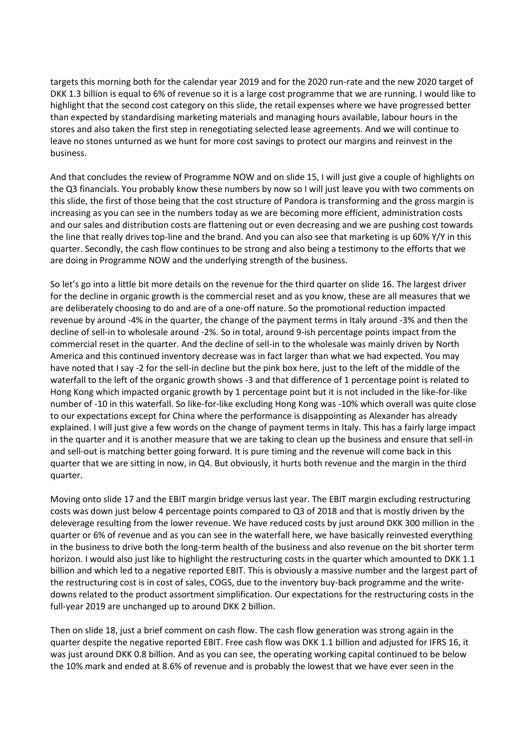targets this morning both for the calendar year 2019 and for the 2020 run-rate and the new 2020 target of DKK 1.3 billion is equal to 6% of revenue so it is a large cost programme that we are running. I would like to highlight that the second cost category on this slide, the retail expenses where we have progressed better than expected by standardising marketing materials and managing hours available, labour hours in the stores and also taken the first step in renegotiating selected lease agreements. And we will continue to leave no stones unturned as we hunt for more cost savings to protect our margins and reinvest in the business.

And that concludes the review of Programme NOW and on slide 15, I will just give a couple of highlights on the Q3 financials. You probably know these numbers by now so I will just leave you with two comments on this slide, the first of those being that the cost structure of Pandora is transforming and the gross margin is increasing as you can see in the numbers today as we are becoming more efficient, administration costs and our sales and distribution costs are flattening out or even decreasing and we are pushing cost towards the line that really drives top-line and the brand. And you can also see that marketing is up 60% Y/Y in this quarter. Secondly, the cash flow continues to be strong and also being a testimony to the efforts that we are doing in Programme NOW and the underlying strength of the business.

So let's go into a little bit more details on the revenue for the third quarter on slide 16. The largest driver for the decline in organic growth is the commercial reset and as you know, these are all measures that we are deliberately choosing to do and are of a one-off nature. So the promotional reduction impacted revenue by around -4% in the quarter, the change of the payment terms in Italy around -3% and then the decline of sell-in to wholesale around -2%. So in total, around 9-ish percentage points impact from the commercial reset in the quarter. And the decline of sell-in to the wholesale was mainly driven by North America and this continued inventory decrease was in fact larger than what we had expected. You may have noted that I say -2 for the sell-in decline but the pink box here, just to the left of the middle of the waterfall to the left of the organic growth shows -3 and that difference of 1 percentage point is related to Hong Kong which impacted organic growth by 1 percentage point but it is not included in the like-for-like number of -10 in this waterfall. So like-for-like excluding Hong Kong was -10% which overall was quite close to our expectations except for China where the performance is disappointing as Alexander has already explained. I will just give a few words on the change of payment terms in Italy. This has a fairly large impact in the quarter and it is another measure that we are taking to clean up the business and ensure that sell-in and sell-out is matching better going forward. It is pure timing and the revenue will come back in this quarter that we are sitting in now, in Q4. But obviously, it hurts both revenue and the margin in the third quarter.

Moving onto slide 17 and the EBIT margin bridge versus last year. The EBIT margin excluding restructuring costs was down just below 4 percentage points compared to Q3 of 2018 and that is mostly driven by the deleverage resulting from the lower revenue. We have reduced costs by just around DKK 300 million in the quarter or 6% of revenue and as you can see in the waterfall here, we have basically reinvested everything in the business to drive both the long-term health of the business and also revenue on the bit shorter term horizon. I would also just like to highlight the restructuring costs in the quarter which amounted to DKK 1.1 billion and which led to a negative reported EBIT. This is obviously a massive number and the largest part of the restructuring cost is in cost of sales, COGS, due to the inventory buy-back programme and the write-downs related to the product assortment simplification. Our expectations for the restructuring costs in the full-year 2019 are unchanged up to around DKK 2 billion.

Then on slide 18, just a brief comment on cash flow. The cash flow generation was strong again in the quarter despite the negative reported EBIT. Free cash flow was DKK 1.1 billion and adjusted for IFRS 16, it was just around DKK 0.8 billion. And as you can see, the operating working capital continued to be below the 10% mark and ended at 8.6% of revenue and is probably the lowest that we have ever seen in the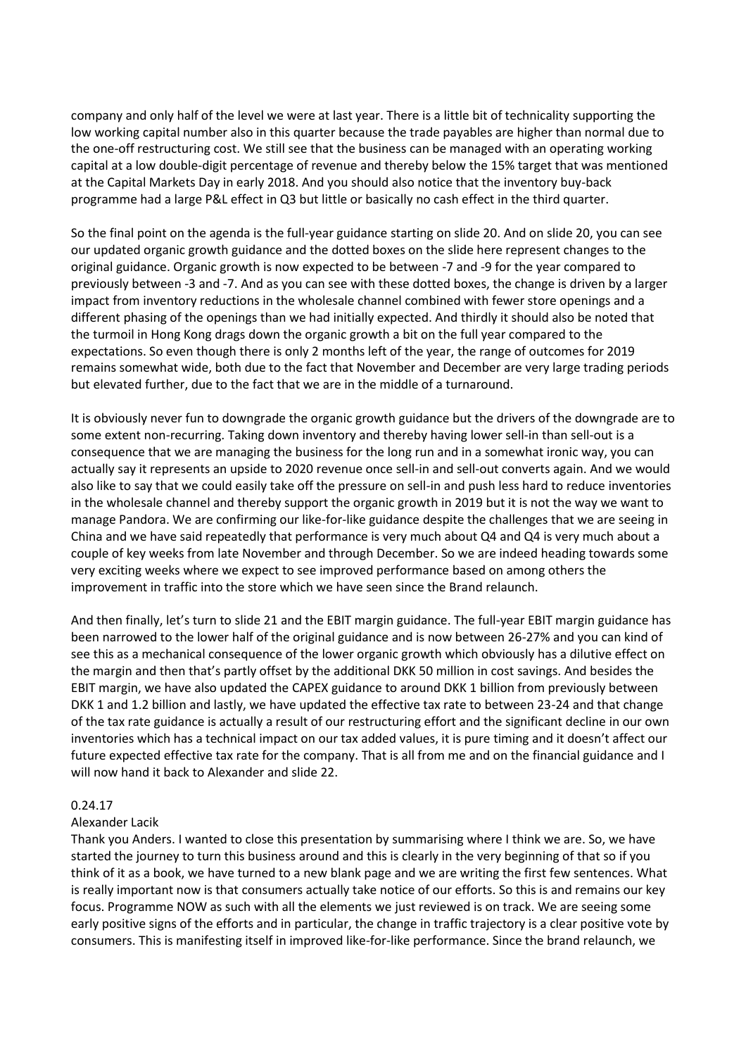company and only half of the level we were at last year. There is a little bit of technicality supporting the low working capital number also in this quarter because the trade payables are higher than normal due to the one-off restructuring cost. We still see that the business can be managed with an operating working capital at a low double-digit percentage of revenue and thereby below the 15% target that was mentioned at the Capital Markets Day in early 2018. And you should also notice that the inventory buy-back programme had a large P&L effect in Q3 but little or basically no cash effect in the third quarter.

So the final point on the agenda is the full-year guidance starting on slide 20. And on slide 20, you can see our updated organic growth guidance and the dotted boxes on the slide here represent changes to the original guidance. Organic growth is now expected to be between -7 and -9 for the year compared to previously between -3 and -7. And as you can see with these dotted boxes, the change is driven by a larger impact from inventory reductions in the wholesale channel combined with fewer store openings and a different phasing of the openings than we had initially expected. And thirdly it should also be noted that the turmoil in Hong Kong drags down the organic growth a bit on the full year compared to the expectations. So even though there is only 2 months left of the year, the range of outcomes for 2019 remains somewhat wide, both due to the fact that November and December are very large trading periods but elevated further, due to the fact that we are in the middle of a turnaround.

It is obviously never fun to downgrade the organic growth guidance but the drivers of the downgrade are to some extent non-recurring. Taking down inventory and thereby having lower sell-in than sell-out is a consequence that we are managing the business for the long run and in a somewhat ironic way, you can actually say it represents an upside to 2020 revenue once sell-in and sell-out converts again. And we would also like to say that we could easily take off the pressure on sell-in and push less hard to reduce inventories in the wholesale channel and thereby support the organic growth in 2019 but it is not the way we want to manage Pandora. We are confirming our like-for-like guidance despite the challenges that we are seeing in China and we have said repeatedly that performance is very much about Q4 and Q4 is very much about a couple of key weeks from late November and through December. So we are indeed heading towards some very exciting weeks where we expect to see improved performance based on among others the improvement in traffic into the store which we have seen since the Brand relaunch.

And then finally, let's turn to slide 21 and the EBIT margin guidance. The full-year EBIT margin guidance has been narrowed to the lower half of the original guidance and is now between 26-27% and you can kind of see this as a mechanical consequence of the lower organic growth which obviously has a dilutive effect on the margin and then that's partly offset by the additional DKK 50 million in cost savings. And besides the EBIT margin, we have also updated the CAPEX guidance to around DKK 1 billion from previously between DKK 1 and 1.2 billion and lastly, we have updated the effective tax rate to between 23-24 and that change of the tax rate guidance is actually a result of our restructuring effort and the significant decline in our own inventories which has a technical impact on our tax added values, it is pure timing and it doesn't affect our future expected effective tax rate for the company. That is all from me and on the financial guidance and I will now hand it back to Alexander and slide 22.

0.24.17

Alexander Lacik

Thank you Anders. I wanted to close this presentation by summarising where I think we are. So, we have started the journey to turn this business around and this is clearly in the very beginning of that so if you think of it as a book, we have turned to a new blank page and we are writing the first few sentences. What is really important now is that consumers actually take notice of our efforts. So this is and remains our key focus. Programme NOW as such with all the elements we just reviewed is on track. We are seeing some early positive signs of the efforts and in particular, the change in traffic trajectory is a clear positive vote by consumers. This is manifesting itself in improved like-for-like performance. Since the brand relaunch, we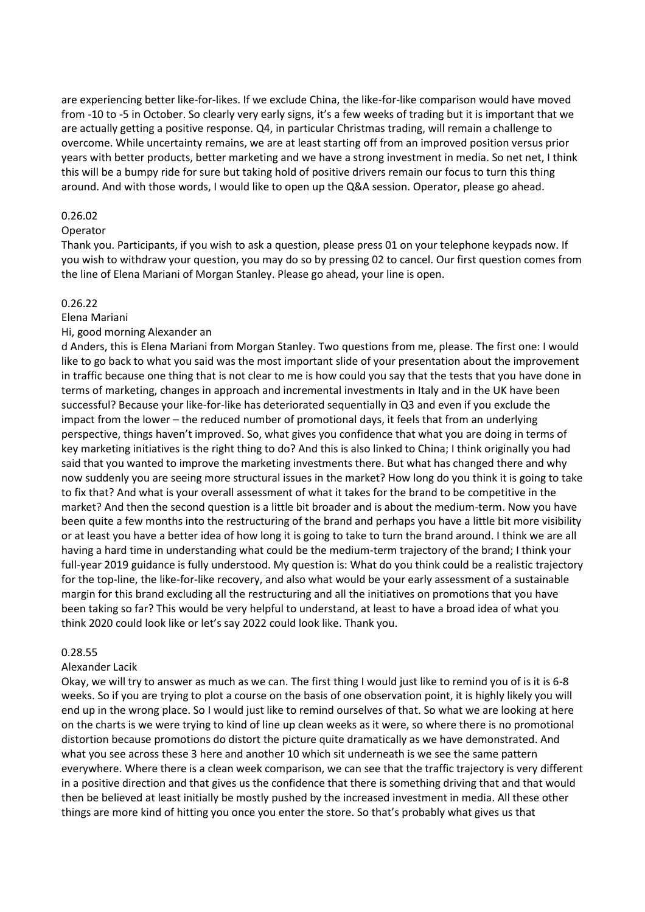are experiencing better like-for-likes. If we exclude China, the like-for-like comparison would have moved from -10 to -5 in October. So clearly very early signs, it's a few weeks of trading but it is important that we are actually getting a positive response. Q4, in particular Christmas trading, will remain a challenge to overcome. While uncertainty remains, we are at least starting off from an improved position versus prior years with better products, better marketing and we have a strong investment in media. So net net, I think this will be a bumpy ride for sure but taking hold of positive drivers remain our focus to turn this thing around. And with those words, I would like to open up the Q&A session. Operator, please go ahead.

0.26.02

Operator

Thank you. Participants, if you wish to ask a question, please press 01 on your telephone keypads now. If you wish to withdraw your question, you may do so by pressing 02 to cancel. Our first question comes from the line of Elena Mariani of Morgan Stanley. Please go ahead, your line is open.

0.26.22

Elena Mariani

Hi, good morning Alexander an
d Anders, this is Elena Mariani from Morgan Stanley. Two questions from me, please. The first one: I would like to go back to what you said was the most important slide of your presentation about the improvement in traffic because one thing that is not clear to me is how could you say that the tests that you have done in terms of marketing, changes in approach and incremental investments in Italy and in the UK have been successful? Because your like-for-like has deteriorated sequentially in Q3 and even if you exclude the impact from the lower – the reduced number of promotional days, it feels that from an underlying perspective, things haven't improved. So, what gives you confidence that what you are doing in terms of key marketing initiatives is the right thing to do? And this is also linked to China; I think originally you had said that you wanted to improve the marketing investments there. But what has changed there and why now suddenly you are seeing more structural issues in the market? How long do you think it is going to take to fix that? And what is your overall assessment of what it takes for the brand to be competitive in the market? And then the second question is a little bit broader and is about the medium-term. Now you have been quite a few months into the restructuring of the brand and perhaps you have a little bit more visibility or at least you have a better idea of how long it is going to take to turn the brand around. I think we are all having a hard time in understanding what could be the medium-term trajectory of the brand; I think your full-year 2019 guidance is fully understood. My question is: What do you think could be a realistic trajectory for the top-line, the like-for-like recovery, and also what would be your early assessment of a sustainable margin for this brand excluding all the restructuring and all the initiatives on promotions that you have been taking so far? This would be very helpful to understand, at least to have a broad idea of what you think 2020 could look like or let's say 2022 could look like. Thank you.

0.28.55

Alexander Lacik

Okay, we will try to answer as much as we can. The first thing I would just like to remind you of is it is 6-8 weeks. So if you are trying to plot a course on the basis of one observation point, it is highly likely you will end up in the wrong place. So I would just like to remind ourselves of that. So what we are looking at here on the charts is we were trying to kind of line up clean weeks as it were, so where there is no promotional distortion because promotions do distort the picture quite dramatically as we have demonstrated. And what you see across these 3 here and another 10 which sit underneath is we see the same pattern everywhere. Where there is a clean week comparison, we can see that the traffic trajectory is very different in a positive direction and that gives us the confidence that there is something driving that and that would then be believed at least initially be mostly pushed by the increased investment in media. All these other things are more kind of hitting you once you enter the store. So that's probably what gives us that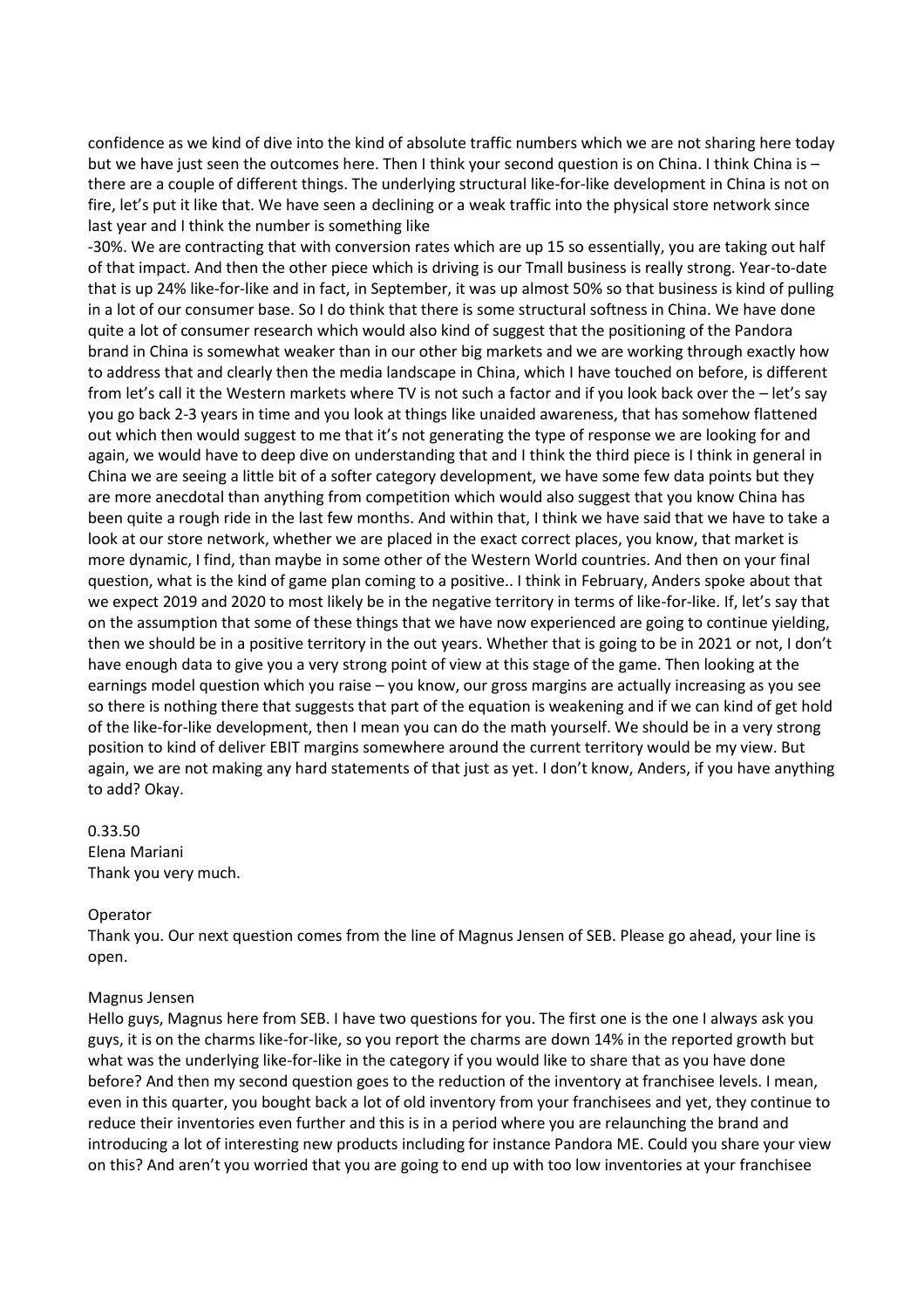confidence as we kind of dive into the kind of absolute traffic numbers which we are not sharing here today but we have just seen the outcomes here. Then I think your second question is on China. I think China is – there are a couple of different things. The underlying structural like-for-like development in China is not on fire, let's put it like that. We have seen a declining or a weak traffic into the physical store network since last year and I think the number is something like -30%. We are contracting that with conversion rates which are up 15 so essentially, you are taking out half of that impact. And then the other piece which is driving is our Tmall business is really strong. Year-to-date that is up 24% like-for-like and in fact, in September, it was up almost 50% so that business is kind of pulling in a lot of our consumer base. So I do think that there is some structural softness in China. We have done quite a lot of consumer research which would also kind of suggest that the positioning of the Pandora brand in China is somewhat weaker than in our other big markets and we are working through exactly how to address that and clearly then the media landscape in China, which I have touched on before, is different from let's call it the Western markets where TV is not such a factor and if you look back over the – let's say you go back 2-3 years in time and you look at things like unaided awareness, that has somehow flattened out which then would suggest to me that it's not generating the type of response we are looking for and again, we would have to deep dive on understanding that and I think the third piece is I think in general in China we are seeing a little bit of a softer category development, we have some few data points but they are more anecdotal than anything from competition which would also suggest that you know China has been quite a rough ride in the last few months. And within that, I think we have said that we have to take a look at our store network, whether we are placed in the exact correct places, you know, that market is more dynamic, I find, than maybe in some other of the Western World countries. And then on your final question, what is the kind of game plan coming to a positive.. I think in February, Anders spoke about that we expect 2019 and 2020 to most likely be in the negative territory in terms of like-for-like. If, let's say that on the assumption that some of these things that we have now experienced are going to continue yielding, then we should be in a positive territory in the out years. Whether that is going to be in 2021 or not, I don't have enough data to give you a very strong point of view at this stage of the game. Then looking at the earnings model question which you raise – you know, our gross margins are actually increasing as you see so there is nothing there that suggests that part of the equation is weakening and if we can kind of get hold of the like-for-like development, then I mean you can do the math yourself. We should be in a very strong position to kind of deliver EBIT margins somewhere around the current territory would be my view. But again, we are not making any hard statements of that just as yet. I don't know, Anders, if you have anything to add? Okay.

0.33.50
Elena Mariani
Thank you very much.

Operator
Thank you. Our next question comes from the line of Magnus Jensen of SEB. Please go ahead, your line is open.

Magnus Jensen
Hello guys, Magnus here from SEB. I have two questions for you. The first one is the one I always ask you guys, it is on the charms like-for-like, so you report the charms are down 14% in the reported growth but what was the underlying like-for-like in the category if you would like to share that as you have done before? And then my second question goes to the reduction of the inventory at franchisee levels. I mean, even in this quarter, you bought back a lot of old inventory from your franchisees and yet, they continue to reduce their inventories even further and this is in a period where you are relaunching the brand and introducing a lot of interesting new products including for instance Pandora ME. Could you share your view on this? And aren't you worried that you are going to end up with too low inventories at your franchisee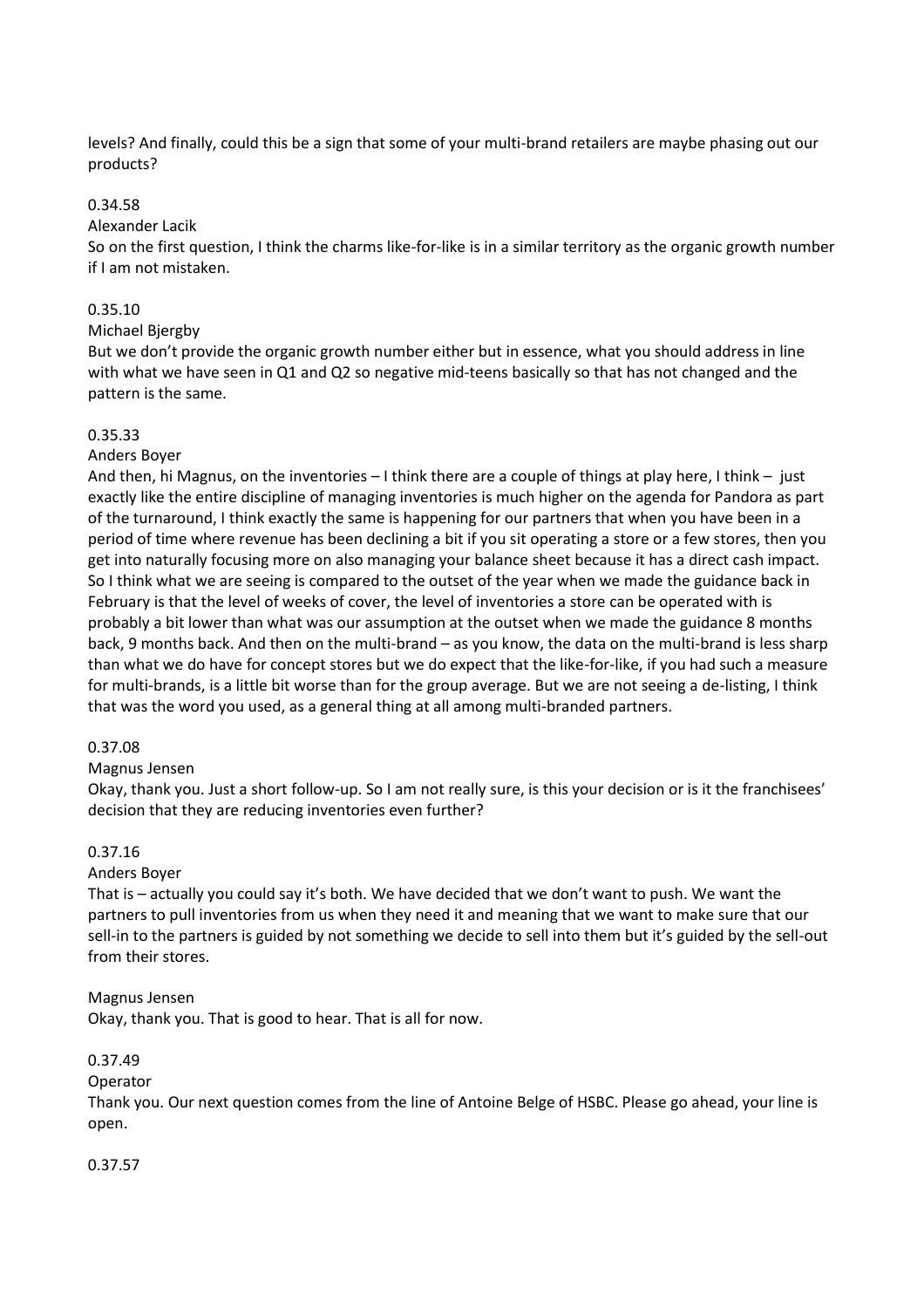levels? And finally, could this be a sign that some of your multi-brand retailers are maybe phasing out our products?

0.34.58

Alexander Lacik

So on the first question, I think the charms like-for-like is in a similar territory as the organic growth number if I am not mistaken.

0.35.10

Michael Bjergby

But we don't provide the organic growth number either but in essence, what you should address in line with what we have seen in Q1 and Q2 so negative mid-teens basically so that has not changed and the pattern is the same.

0.35.33

Anders Boyer

And then, hi Magnus, on the inventories – I think there are a couple of things at play here, I think – just exactly like the entire discipline of managing inventories is much higher on the agenda for Pandora as part of the turnaround, I think exactly the same is happening for our partners that when you have been in a period of time where revenue has been declining a bit if you sit operating a store or a few stores, then you get into naturally focusing more on also managing your balance sheet because it has a direct cash impact. So I think what we are seeing is compared to the outset of the year when we made the guidance back in February is that the level of weeks of cover, the level of inventories a store can be operated with is probably a bit lower than what was our assumption at the outset when we made the guidance 8 months back, 9 months back. And then on the multi-brand – as you know, the data on the multi-brand is less sharp than what we do have for concept stores but we do expect that the like-for-like, if you had such a measure for multi-brands, is a little bit worse than for the group average. But we are not seeing a de-listing, I think that was the word you used, as a general thing at all among multi-branded partners.

0.37.08

Magnus Jensen

Okay, thank you. Just a short follow-up. So I am not really sure, is this your decision or is it the franchisees' decision that they are reducing inventories even further?

0.37.16

Anders Boyer

That is – actually you could say it's both. We have decided that we don't want to push. We want the partners to pull inventories from us when they need it and meaning that we want to make sure that our sell-in to the partners is guided by not something we decide to sell into them but it's guided by the sell-out from their stores.

Magnus Jensen

Okay, thank you. That is good to hear. That is all for now.

0.37.49

Operator

Thank you. Our next question comes from the line of Antoine Belge of HSBC. Please go ahead, your line is open.

0.37.57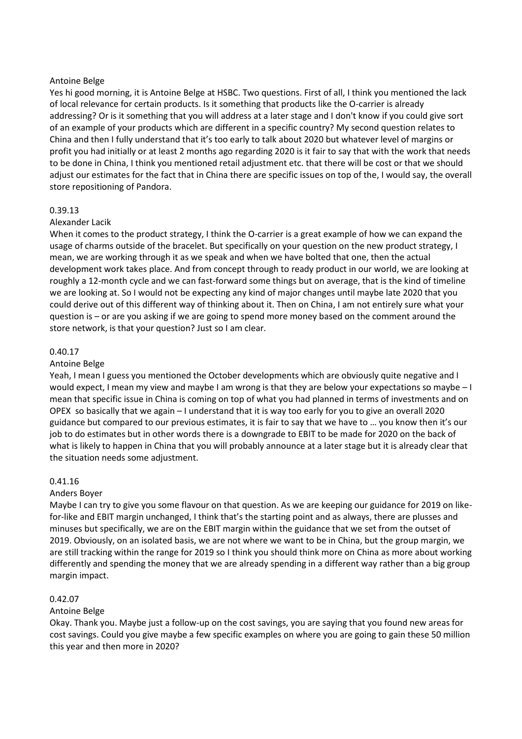Antoine Belge

Yes hi good morning, it is Antoine Belge at HSBC. Two questions. First of all, I think you mentioned the lack of local relevance for certain products. Is it something that products like the O-carrier is already addressing? Or is it something that you will address at a later stage and I don't know if you could give sort of an example of your products which are different in a specific country? My second question relates to China and then I fully understand that it's too early to talk about 2020 but whatever level of margins or profit you had initially or at least 2 months ago regarding 2020 is it fair to say that with the work that needs to be done in China, I think you mentioned retail adjustment etc. that there will be cost or that we should adjust our estimates for the fact that in China there are specific issues on top of the, I would say, the overall store repositioning of Pandora.

0.39.13

Alexander Lacik

When it comes to the product strategy, I think the O-carrier is a great example of how we can expand the usage of charms outside of the bracelet. But specifically on your question on the new product strategy, I mean, we are working through it as we speak and when we have bolted that one, then the actual development work takes place. And from concept through to ready product in our world, we are looking at roughly a 12-month cycle and we can fast-forward some things but on average, that is the kind of timeline we are looking at. So I would not be expecting any kind of major changes until maybe late 2020 that you could derive out of this different way of thinking about it. Then on China, I am not entirely sure what your question is – or are you asking if we are going to spend more money based on the comment around the store network, is that your question? Just so I am clear.

0.40.17

Antoine Belge

Yeah, I mean I guess you mentioned the October developments which are obviously quite negative and I would expect, I mean my view and maybe I am wrong is that they are below your expectations so maybe – I mean that specific issue in China is coming on top of what you had planned in terms of investments and on OPEX so basically that we again – I understand that it is way too early for you to give an overall 2020 guidance but compared to our previous estimates, it is fair to say that we have to … you know then it's our job to do estimates but in other words there is a downgrade to EBIT to be made for 2020 on the back of what is likely to happen in China that you will probably announce at a later stage but it is already clear that the situation needs some adjustment.

0.41.16

Anders Boyer

Maybe I can try to give you some flavour on that question. As we are keeping our guidance for 2019 on like-for-like and EBIT margin unchanged, I think that's the starting point and as always, there are plusses and minuses but specifically, we are on the EBIT margin within the guidance that we set from the outset of 2019. Obviously, on an isolated basis, we are not where we want to be in China, but the group margin, we are still tracking within the range for 2019 so I think you should think more on China as more about working differently and spending the money that we are already spending in a different way rather than a big group margin impact.

0.42.07

Antoine Belge

Okay. Thank you. Maybe just a follow-up on the cost savings, you are saying that you found new areas for cost savings. Could you give maybe a few specific examples on where you are going to gain these 50 million this year and then more in 2020?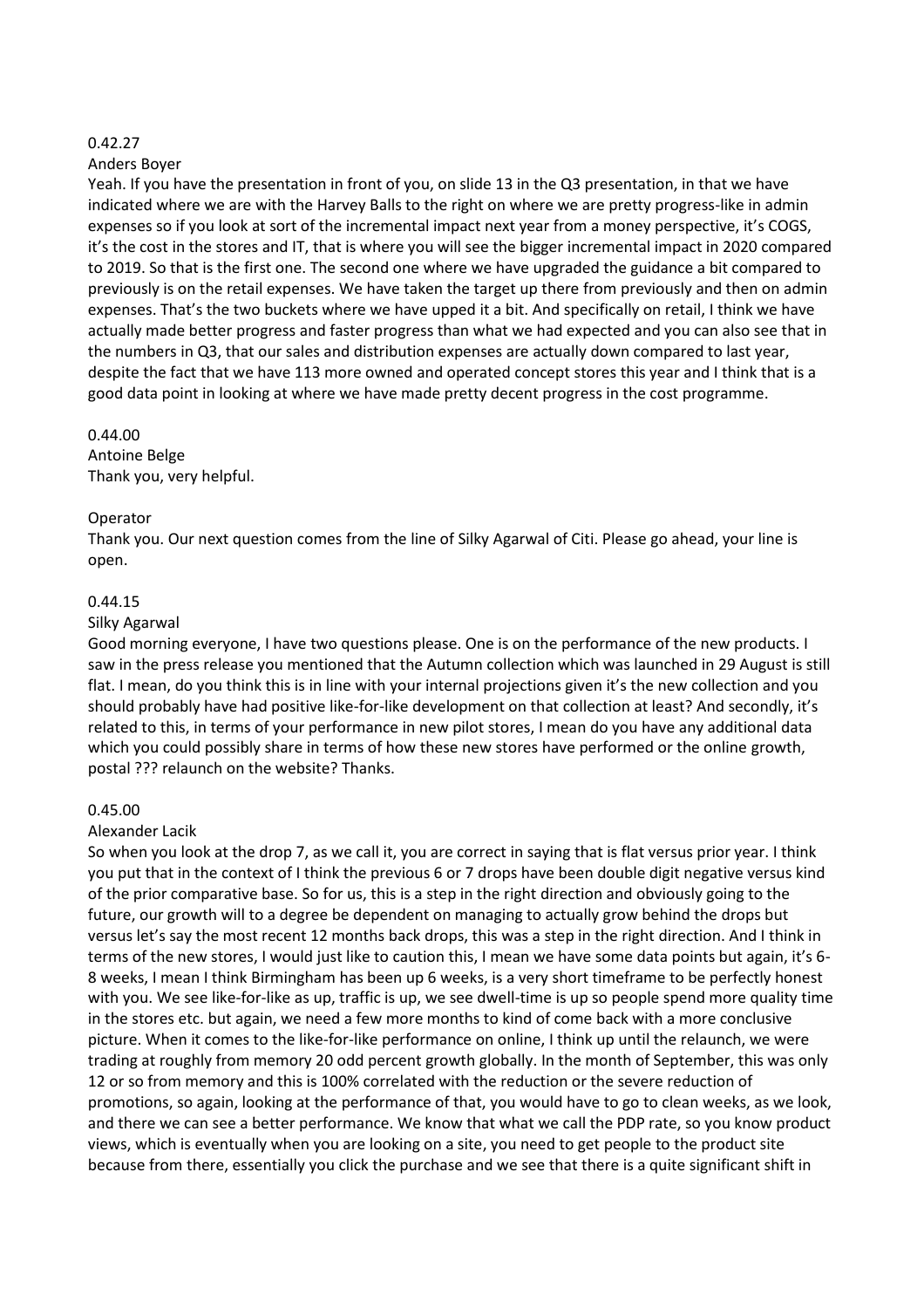0.42.27

Anders Boyer

Yeah. If you have the presentation in front of you, on slide 13 in the Q3 presentation, in that we have indicated where we are with the Harvey Balls to the right on where we are pretty progress-like in admin expenses so if you look at sort of the incremental impact next year from a money perspective, it's COGS, it's the cost in the stores and IT, that is where you will see the bigger incremental impact in 2020 compared to 2019. So that is the first one. The second one where we have upgraded the guidance a bit compared to previously is on the retail expenses. We have taken the target up there from previously and then on admin expenses. That's the two buckets where we have upped it a bit. And specifically on retail, I think we have actually made better progress and faster progress than what we had expected and you can also see that in the numbers in Q3, that our sales and distribution expenses are actually down compared to last year, despite the fact that we have 113 more owned and operated concept stores this year and I think that is a good data point in looking at where we have made pretty decent progress in the cost programme.

0.44.00

Antoine Belge

Thank you, very helpful.

Operator

Thank you. Our next question comes from the line of Silky Agarwal of Citi. Please go ahead, your line is open.

0.44.15

Silky Agarwal

Good morning everyone, I have two questions please. One is on the performance of the new products. I saw in the press release you mentioned that the Autumn collection which was launched in 29 August is still flat. I mean, do you think this is in line with your internal projections given it's the new collection and you should probably have had positive like-for-like development on that collection at least? And secondly, it's related to this, in terms of your performance in new pilot stores, I mean do you have any additional data which you could possibly share in terms of how these new stores have performed or the online growth, postal ??? relaunch on the website? Thanks.

0.45.00

Alexander Lacik

So when you look at the drop 7, as we call it, you are correct in saying that is flat versus prior year. I think you put that in the context of I think the previous 6 or 7 drops have been double digit negative versus kind of the prior comparative base. So for us, this is a step in the right direction and obviously going to the future, our growth will to a degree be dependent on managing to actually grow behind the drops but versus let's say the most recent 12 months back drops, this was a step in the right direction. And I think in terms of the new stores, I would just like to caution this, I mean we have some data points but again, it's 6-8 weeks, I mean I think Birmingham has been up 6 weeks, is a very short timeframe to be perfectly honest with you. We see like-for-like as up, traffic is up, we see dwell-time is up so people spend more quality time in the stores etc. but again, we need a few more months to kind of come back with a more conclusive picture. When it comes to the like-for-like performance on online, I think up until the relaunch, we were trading at roughly from memory 20 odd percent growth globally. In the month of September, this was only 12 or so from memory and this is 100% correlated with the reduction or the severe reduction of promotions, so again, looking at the performance of that, you would have to go to clean weeks, as we look, and there we can see a better performance. We know that what we call the PDP rate, so you know product views, which is eventually when you are looking on a site, you need to get people to the product site because from there, essentially you click the purchase and we see that there is a quite significant shift in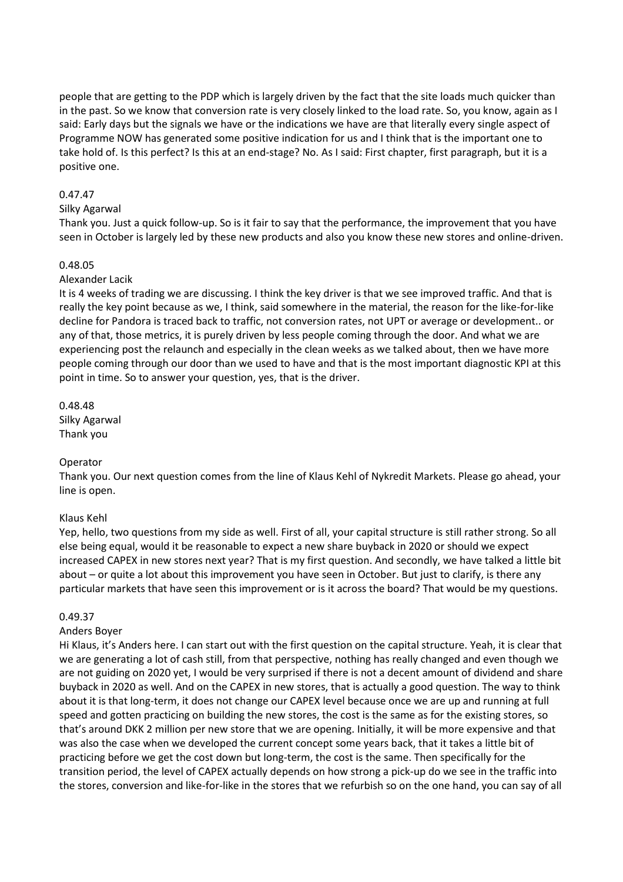people that are getting to the PDP which is largely driven by the fact that the site loads much quicker than in the past. So we know that conversion rate is very closely linked to the load rate. So, you know, again as I said: Early days but the signals we have or the indications we have are that literally every single aspect of Programme NOW has generated some positive indication for us and I think that is the important one to take hold of. Is this perfect? Is this at an end-stage? No. As I said: First chapter, first paragraph, but it is a positive one.

0.47.47

Silky Agarwal

Thank you. Just a quick follow-up. So is it fair to say that the performance, the improvement that you have seen in October is largely led by these new products and also you know these new stores and online-driven.

0.48.05

Alexander Lacik

It is 4 weeks of trading we are discussing. I think the key driver is that we see improved traffic. And that is really the key point because as we, I think, said somewhere in the material, the reason for the like-for-like decline for Pandora is traced back to traffic, not conversion rates, not UPT or average or development.. or any of that, those metrics, it is purely driven by less people coming through the door. And what we are experiencing post the relaunch and especially in the clean weeks as we talked about, then we have more people coming through our door than we used to have and that is the most important diagnostic KPI at this point in time. So to answer your question, yes, that is the driver.

0.48.48

Silky Agarwal

Thank you

Operator

Thank you. Our next question comes from the line of Klaus Kehl of Nykredit Markets. Please go ahead, your line is open.

Klaus Kehl

Yep, hello, two questions from my side as well. First of all, your capital structure is still rather strong. So all else being equal, would it be reasonable to expect a new share buyback in 2020 or should we expect increased CAPEX in new stores next year? That is my first question. And secondly, we have talked a little bit about – or quite a lot about this improvement you have seen in October. But just to clarify, is there any particular markets that have seen this improvement or is it across the board? That would be my questions.

0.49.37

Anders Boyer

Hi Klaus, it's Anders here. I can start out with the first question on the capital structure. Yeah, it is clear that we are generating a lot of cash still, from that perspective, nothing has really changed and even though we are not guiding on 2020 yet, I would be very surprised if there is not a decent amount of dividend and share buyback in 2020 as well. And on the CAPEX in new stores, that is actually a good question. The way to think about it is that long-term, it does not change our CAPEX level because once we are up and running at full speed and gotten practicing on building the new stores, the cost is the same as for the existing stores, so that's around DKK 2 million per new store that we are opening. Initially, it will be more expensive and that was also the case when we developed the current concept some years back, that it takes a little bit of practicing before we get the cost down but long-term, the cost is the same. Then specifically for the transition period, the level of CAPEX actually depends on how strong a pick-up do we see in the traffic into the stores, conversion and like-for-like in the stores that we refurbish so on the one hand, you can say of all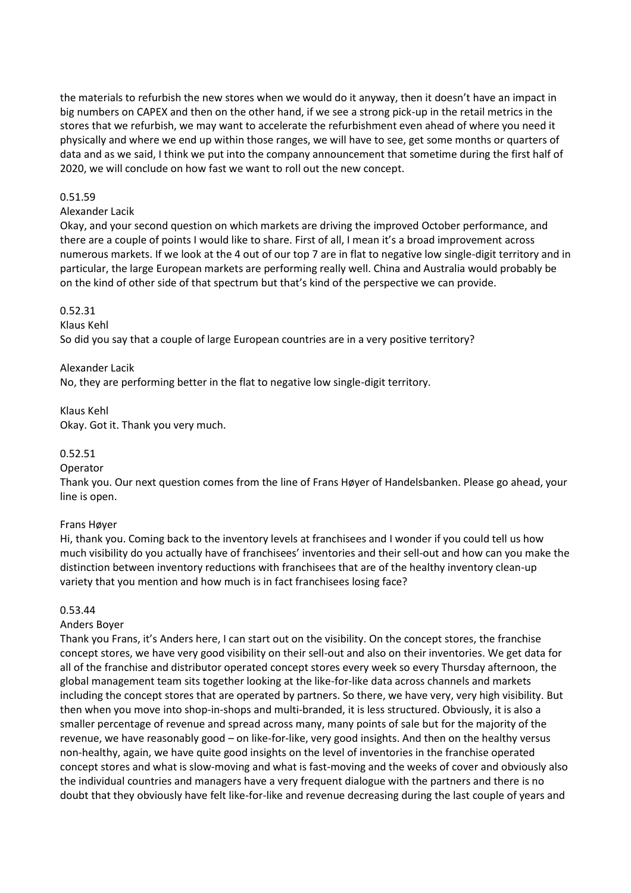the materials to refurbish the new stores when we would do it anyway, then it doesn't have an impact in big numbers on CAPEX and then on the other hand, if we see a strong pick-up in the retail metrics in the stores that we refurbish, we may want to accelerate the refurbishment even ahead of where you need it physically and where we end up within those ranges, we will have to see, get some months or quarters of data and as we said, I think we put into the company announcement that sometime during the first half of 2020, we will conclude on how fast we want to roll out the new concept.

0.51.59

Alexander Lacik

Okay, and your second question on which markets are driving the improved October performance, and there are a couple of points I would like to share. First of all, I mean it's a broad improvement across numerous markets. If we look at the 4 out of our top 7 are in flat to negative low single-digit territory and in particular, the large European markets are performing really well. China and Australia would probably be on the kind of other side of that spectrum but that's kind of the perspective we can provide.

0.52.31

Klaus Kehl

So did you say that a couple of large European countries are in a very positive territory?

Alexander Lacik

No, they are performing better in the flat to negative low single-digit territory.

Klaus Kehl

Okay. Got it. Thank you very much.

0.52.51

Operator

Thank you. Our next question comes from the line of Frans Høyer of Handelsbanken. Please go ahead, your line is open.

Frans Høyer

Hi, thank you. Coming back to the inventory levels at franchisees and I wonder if you could tell us how much visibility do you actually have of franchisees' inventories and their sell-out and how can you make the distinction between inventory reductions with franchisees that are of the healthy inventory clean-up variety that you mention and how much is in fact franchisees losing face?

0.53.44

Anders Boyer

Thank you Frans, it's Anders here, I can start out on the visibility. On the concept stores, the franchise concept stores, we have very good visibility on their sell-out and also on their inventories. We get data for all of the franchise and distributor operated concept stores every week so every Thursday afternoon, the global management team sits together looking at the like-for-like data across channels and markets including the concept stores that are operated by partners. So there, we have very, very high visibility. But then when you move into shop-in-shops and multi-branded, it is less structured. Obviously, it is also a smaller percentage of revenue and spread across many, many points of sale but for the majority of the revenue, we have reasonably good – on like-for-like, very good insights. And then on the healthy versus non-healthy, again, we have quite good insights on the level of inventories in the franchise operated concept stores and what is slow-moving and what is fast-moving and the weeks of cover and obviously also the individual countries and managers have a very frequent dialogue with the partners and there is no doubt that they obviously have felt like-for-like and revenue decreasing during the last couple of years and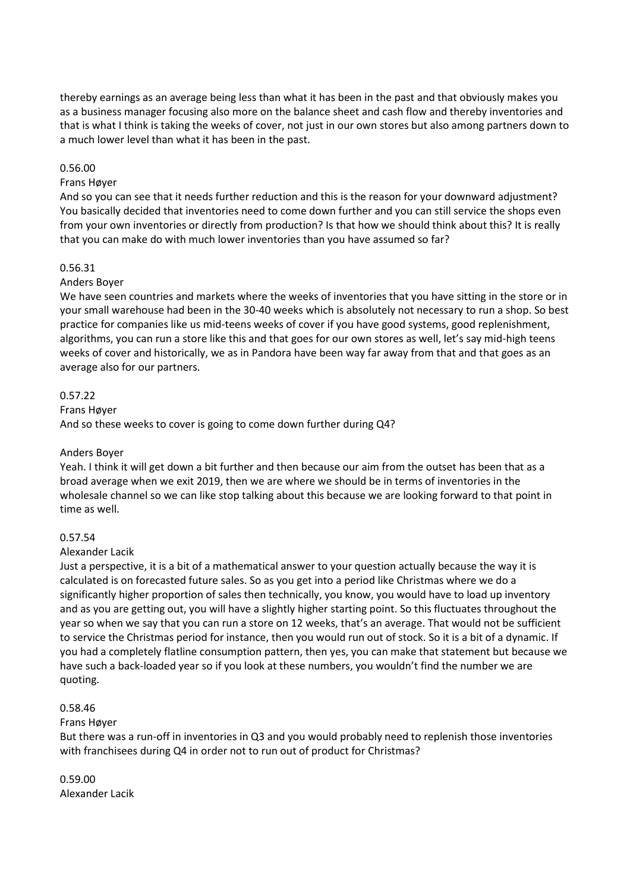thereby earnings as an average being less than what it has been in the past and that obviously makes you as a business manager focusing also more on the balance sheet and cash flow and thereby inventories and that is what I think is taking the weeks of cover, not just in our own stores but also among partners down to a much lower level than what it has been in the past.

0.56.00

Frans Høyer

And so you can see that it needs further reduction and this is the reason for your downward adjustment? You basically decided that inventories need to come down further and you can still service the shops even from your own inventories or directly from production? Is that how we should think about this? It is really that you can make do with much lower inventories than you have assumed so far?

0.56.31

Anders Boyer

We have seen countries and markets where the weeks of inventories that you have sitting in the store or in your small warehouse had been in the 30-40 weeks which is absolutely not necessary to run a shop. So best practice for companies like us mid-teens weeks of cover if you have good systems, good replenishment, algorithms, you can run a store like this and that goes for our own stores as well, let's say mid-high teens weeks of cover and historically, we as in Pandora have been way far away from that and that goes as an average also for our partners.

0.57.22

Frans Høyer

And so these weeks to cover is going to come down further during Q4?

Anders Boyer

Yeah. I think it will get down a bit further and then because our aim from the outset has been that as a broad average when we exit 2019, then we are where we should be in terms of inventories in the wholesale channel so we can like stop talking about this because we are looking forward to that point in time as well.

0.57.54

Alexander Lacik

Just a perspective, it is a bit of a mathematical answer to your question actually because the way it is calculated is on forecasted future sales. So as you get into a period like Christmas where we do a significantly higher proportion of sales then technically, you know, you would have to load up inventory and as you are getting out, you will have a slightly higher starting point. So this fluctuates throughout the year so when we say that you can run a store on 12 weeks, that's an average. That would not be sufficient to service the Christmas period for instance, then you would run out of stock. So it is a bit of a dynamic. If you had a completely flatline consumption pattern, then yes, you can make that statement but because we have such a back-loaded year so if you look at these numbers, you wouldn't find the number we are quoting.

0.58.46

Frans Høyer

But there was a run-off in inventories in Q3 and you would probably need to replenish those inventories with franchisees during Q4 in order not to run out of product for Christmas?

0.59.00

Alexander Lacik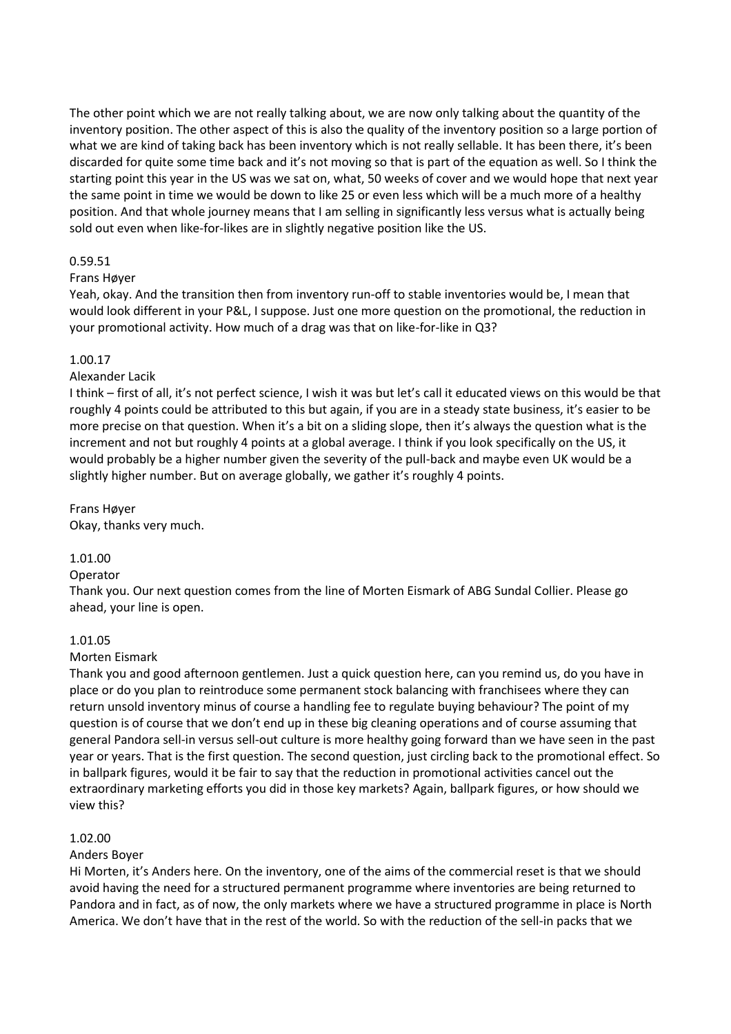The other point which we are not really talking about, we are now only talking about the quantity of the inventory position. The other aspect of this is also the quality of the inventory position so a large portion of what we are kind of taking back has been inventory which is not really sellable. It has been there, it's been discarded for quite some time back and it's not moving so that is part of the equation as well. So I think the starting point this year in the US was we sat on, what, 50 weeks of cover and we would hope that next year the same point in time we would be down to like 25 or even less which will be a much more of a healthy position. And that whole journey means that I am selling in significantly less versus what is actually being sold out even when like-for-likes are in slightly negative position like the US.

0.59.51

Frans Høyer

Yeah, okay. And the transition then from inventory run-off to stable inventories would be, I mean that would look different in your P&L, I suppose. Just one more question on the promotional, the reduction in your promotional activity. How much of a drag was that on like-for-like in Q3?

1.00.17

Alexander Lacik

I think – first of all, it's not perfect science, I wish it was but let's call it educated views on this would be that roughly 4 points could be attributed to this but again, if you are in a steady state business, it's easier to be more precise on that question. When it's a bit on a sliding slope, then it's always the question what is the increment and not but roughly 4 points at a global average. I think if you look specifically on the US, it would probably be a higher number given the severity of the pull-back and maybe even UK would be a slightly higher number. But on average globally, we gather it's roughly 4 points.

Frans Høyer

Okay, thanks very much.

1.01.00

Operator

Thank you. Our next question comes from the line of Morten Eismark of ABG Sundal Collier. Please go ahead, your line is open.

1.01.05

Morten Eismark

Thank you and good afternoon gentlemen. Just a quick question here, can you remind us, do you have in place or do you plan to reintroduce some permanent stock balancing with franchisees where they can return unsold inventory minus of course a handling fee to regulate buying behaviour? The point of my question is of course that we don't end up in these big cleaning operations and of course assuming that general Pandora sell-in versus sell-out culture is more healthy going forward than we have seen in the past year or years. That is the first question. The second question, just circling back to the promotional effect. So in ballpark figures, would it be fair to say that the reduction in promotional activities cancel out the extraordinary marketing efforts you did in those key markets? Again, ballpark figures, or how should we view this?

1.02.00

Anders Boyer

Hi Morten, it's Anders here. On the inventory, one of the aims of the commercial reset is that we should avoid having the need for a structured permanent programme where inventories are being returned to Pandora and in fact, as of now, the only markets where we have a structured programme in place is North America. We don't have that in the rest of the world. So with the reduction of the sell-in packs that we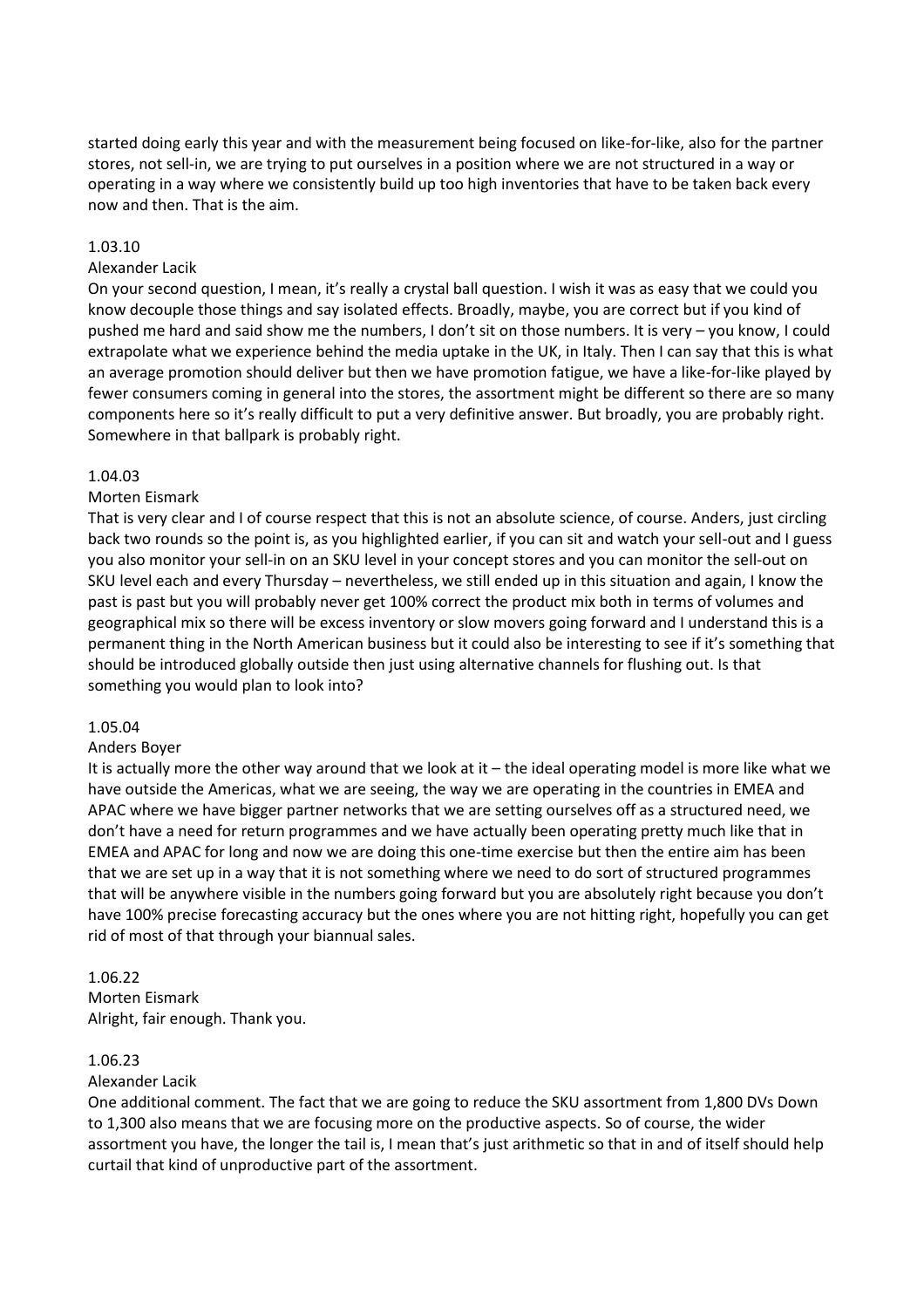started doing early this year and with the measurement being focused on like-for-like, also for the partner stores, not sell-in, we are trying to put ourselves in a position where we are not structured in a way or operating in a way where we consistently build up too high inventories that have to be taken back every now and then. That is the aim.

1.03.10
Alexander Lacik
On your second question, I mean, it's really a crystal ball question. I wish it was as easy that we could you know decouple those things and say isolated effects. Broadly, maybe, you are correct but if you kind of pushed me hard and said show me the numbers, I don't sit on those numbers. It is very – you know, I could extrapolate what we experience behind the media uptake in the UK, in Italy. Then I can say that this is what an average promotion should deliver but then we have promotion fatigue, we have a like-for-like played by fewer consumers coming in general into the stores, the assortment might be different so there are so many components here so it's really difficult to put a very definitive answer. But broadly, you are probably right. Somewhere in that ballpark is probably right.

1.04.03
Morten Eismark
That is very clear and I of course respect that this is not an absolute science, of course. Anders, just circling back two rounds so the point is, as you highlighted earlier, if you can sit and watch your sell-out and I guess you also monitor your sell-in on an SKU level in your concept stores and you can monitor the sell-out on SKU level each and every Thursday – nevertheless, we still ended up in this situation and again, I know the past is past but you will probably never get 100% correct the product mix both in terms of volumes and geographical mix so there will be excess inventory or slow movers going forward and I understand this is a permanent thing in the North American business but it could also be interesting to see if it's something that should be introduced globally outside then just using alternative channels for flushing out. Is that something you would plan to look into?

1.05.04
Anders Boyer
It is actually more the other way around that we look at it – the ideal operating model is more like what we have outside the Americas, what we are seeing, the way we are operating in the countries in EMEA and APAC where we have bigger partner networks that we are setting ourselves off as a structured need, we don't have a need for return programmes and we have actually been operating pretty much like that in EMEA and APAC for long and now we are doing this one-time exercise but then the entire aim has been that we are set up in a way that it is not something where we need to do sort of structured programmes that will be anywhere visible in the numbers going forward but you are absolutely right because you don't have 100% precise forecasting accuracy but the ones where you are not hitting right, hopefully you can get rid of most of that through your biannual sales.

1.06.22
Morten Eismark
Alright, fair enough. Thank you.

1.06.23
Alexander Lacik
One additional comment. The fact that we are going to reduce the SKU assortment from 1,800 DVs Down to 1,300 also means that we are focusing more on the productive aspects. So of course, the wider assortment you have, the longer the tail is, I mean that's just arithmetic so that in and of itself should help curtail that kind of unproductive part of the assortment.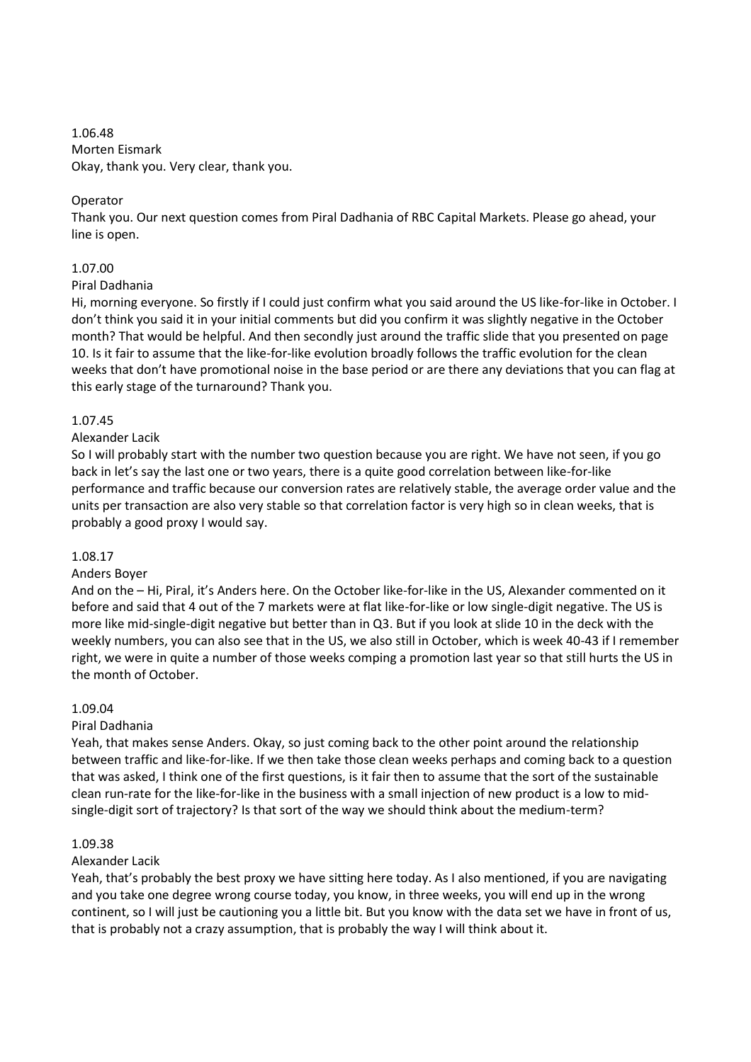1.06.48
Morten Eismark
Okay, thank you. Very clear, thank you.

Operator
Thank you. Our next question comes from Piral Dadhania of RBC Capital Markets. Please go ahead, your line is open.

1.07.00
Piral Dadhania
Hi, morning everyone. So firstly if I could just confirm what you said around the US like-for-like in October. I don't think you said it in your initial comments but did you confirm it was slightly negative in the October month? That would be helpful. And then secondly just around the traffic slide that you presented on page 10. Is it fair to assume that the like-for-like evolution broadly follows the traffic evolution for the clean weeks that don't have promotional noise in the base period or are there any deviations that you can flag at this early stage of the turnaround? Thank you.

1.07.45
Alexander Lacik
So I will probably start with the number two question because you are right. We have not seen, if you go back in let's say the last one or two years, there is a quite good correlation between like-for-like performance and traffic because our conversion rates are relatively stable, the average order value and the units per transaction are also very stable so that correlation factor is very high so in clean weeks, that is probably a good proxy I would say.

1.08.17
Anders Boyer
And on the – Hi, Piral, it's Anders here. On the October like-for-like in the US, Alexander commented on it before and said that 4 out of the 7 markets were at flat like-for-like or low single-digit negative. The US is more like mid-single-digit negative but better than in Q3. But if you look at slide 10 in the deck with the weekly numbers, you can also see that in the US, we also still in October, which is week 40-43 if I remember right, we were in quite a number of those weeks comping a promotion last year so that still hurts the US in the month of October.

1.09.04
Piral Dadhania
Yeah, that makes sense Anders. Okay, so just coming back to the other point around the relationship between traffic and like-for-like. If we then take those clean weeks perhaps and coming back to a question that was asked, I think one of the first questions, is it fair then to assume that the sort of the sustainable clean run-rate for the like-for-like in the business with a small injection of new product is a low to mid-single-digit sort of trajectory? Is that sort of the way we should think about the medium-term?

1.09.38
Alexander Lacik
Yeah, that's probably the best proxy we have sitting here today. As I also mentioned, if you are navigating and you take one degree wrong course today, you know, in three weeks, you will end up in the wrong continent, so I will just be cautioning you a little bit. But you know with the data set we have in front of us, that is probably not a crazy assumption, that is probably the way I will think about it.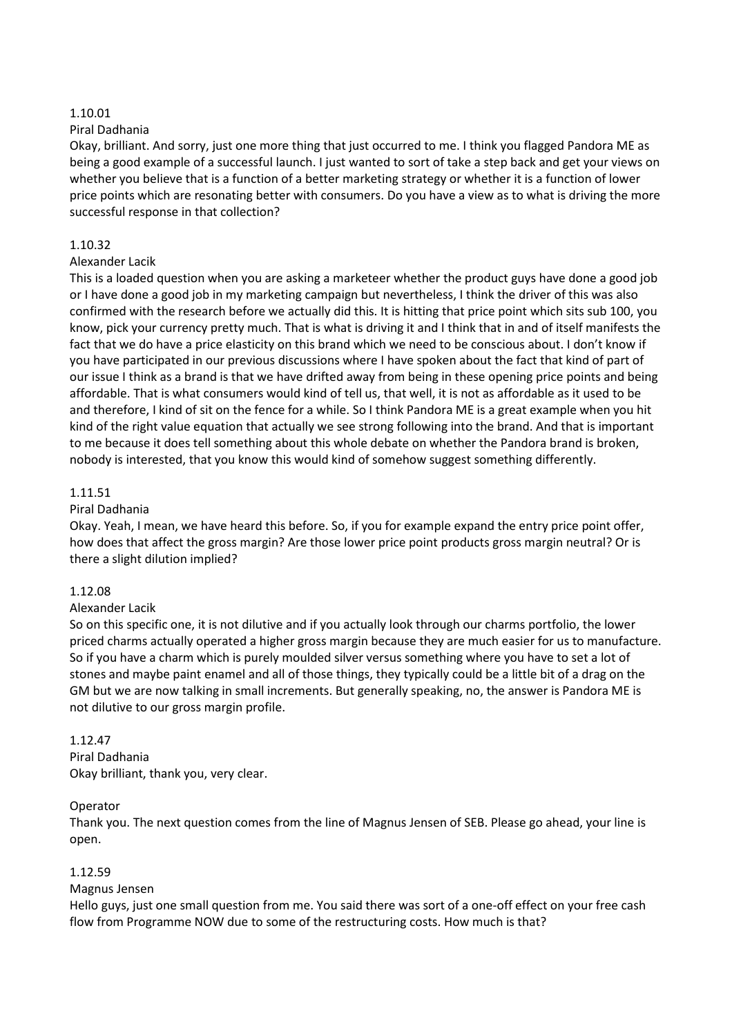1.10.01

Piral Dadhania

Okay, brilliant. And sorry, just one more thing that just occurred to me. I think you flagged Pandora ME as being a good example of a successful launch. I just wanted to sort of take a step back and get your views on whether you believe that is a function of a better marketing strategy or whether it is a function of lower price points which are resonating better with consumers. Do you have a view as to what is driving the more successful response in that collection?

1.10.32

Alexander Lacik

This is a loaded question when you are asking a marketeer whether the product guys have done a good job or I have done a good job in my marketing campaign but nevertheless, I think the driver of this was also confirmed with the research before we actually did this. It is hitting that price point which sits sub 100, you know, pick your currency pretty much. That is what is driving it and I think that in and of itself manifests the fact that we do have a price elasticity on this brand which we need to be conscious about. I don't know if you have participated in our previous discussions where I have spoken about the fact that kind of part of our issue I think as a brand is that we have drifted away from being in these opening price points and being affordable. That is what consumers would kind of tell us, that well, it is not as affordable as it used to be and therefore, I kind of sit on the fence for a while. So I think Pandora ME is a great example when you hit kind of the right value equation that actually we see strong following into the brand. And that is important to me because it does tell something about this whole debate on whether the Pandora brand is broken, nobody is interested, that you know this would kind of somehow suggest something differently.

1.11.51

Piral Dadhania

Okay. Yeah, I mean, we have heard this before. So, if you for example expand the entry price point offer, how does that affect the gross margin? Are those lower price point products gross margin neutral? Or is there a slight dilution implied?

1.12.08

Alexander Lacik

So on this specific one, it is not dilutive and if you actually look through our charms portfolio, the lower priced charms actually operated a higher gross margin because they are much easier for us to manufacture. So if you have a charm which is purely moulded silver versus something where you have to set a lot of stones and maybe paint enamel and all of those things, they typically could be a little bit of a drag on the GM but we are now talking in small increments. But generally speaking, no, the answer is Pandora ME is not dilutive to our gross margin profile.

1.12.47

Piral Dadhania

Okay brilliant, thank you, very clear.

Operator

Thank you. The next question comes from the line of Magnus Jensen of SEB. Please go ahead, your line is open.

1.12.59

Magnus Jensen

Hello guys, just one small question from me. You said there was sort of a one-off effect on your free cash flow from Programme NOW due to some of the restructuring costs. How much is that?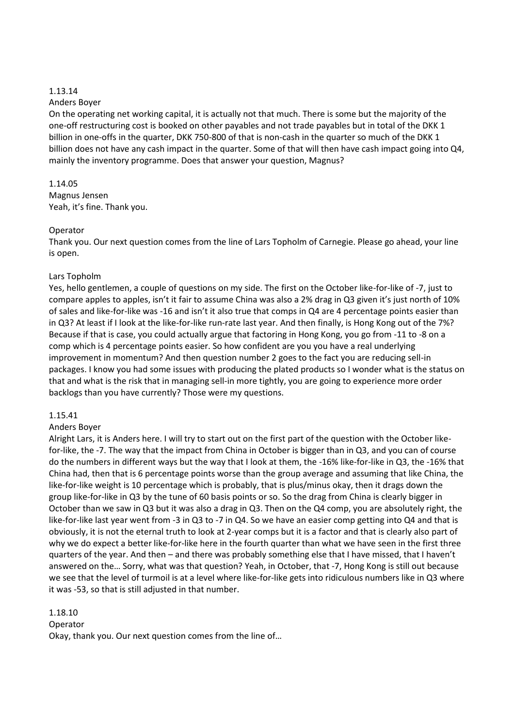1.13.14

Anders Boyer

On the operating net working capital, it is actually not that much. There is some but the majority of the one-off restructuring cost is booked on other payables and not trade payables but in total of the DKK 1 billion in one-offs in the quarter, DKK 750-800 of that is non-cash in the quarter so much of the DKK 1 billion does not have any cash impact in the quarter. Some of that will then have cash impact going into Q4, mainly the inventory programme. Does that answer your question, Magnus?

1.14.05

Magnus Jensen

Yeah, it's fine. Thank you.

Operator

Thank you. Our next question comes from the line of Lars Topholm of Carnegie. Please go ahead, your line is open.

Lars Topholm

Yes, hello gentlemen, a couple of questions on my side. The first on the October like-for-like of -7, just to compare apples to apples, isn't it fair to assume China was also a 2% drag in Q3 given it's just north of 10% of sales and like-for-like was -16 and isn't it also true that comps in Q4 are 4 percentage points easier than in Q3? At least if I look at the like-for-like run-rate last year. And then finally, is Hong Kong out of the 7%? Because if that is case, you could actually argue that factoring in Hong Kong, you go from -11 to -8 on a comp which is 4 percentage points easier. So how confident are you you have a real underlying improvement in momentum? And then question number 2 goes to the fact you are reducing sell-in packages. I know you had some issues with producing the plated products so I wonder what is the status on that and what is the risk that in managing sell-in more tightly, you are going to experience more order backlogs than you have currently? Those were my questions.

1.15.41

Anders Boyer

Alright Lars, it is Anders here. I will try to start out on the first part of the question with the October like-for-like, the -7. The way that the impact from China in October is bigger than in Q3, and you can of course do the numbers in different ways but the way that I look at them, the -16% like-for-like in Q3, the -16% that China had, then that is 6 percentage points worse than the group average and assuming that like China, the like-for-like weight is 10 percentage which is probably, that is plus/minus okay, then it drags down the group like-for-like in Q3 by the tune of 60 basis points or so. So the drag from China is clearly bigger in October than we saw in Q3 but it was also a drag in Q3. Then on the Q4 comp, you are absolutely right, the like-for-like last year went from -3 in Q3 to -7 in Q4. So we have an easier comp getting into Q4 and that is obviously, it is not the eternal truth to look at 2-year comps but it is a factor and that is clearly also part of why we do expect a better like-for-like here in the fourth quarter than what we have seen in the first three quarters of the year. And then – and there was probably something else that I have missed, that I haven't answered on the… Sorry, what was that question? Yeah, in October, that -7, Hong Kong is still out because we see that the level of turmoil is at a level where like-for-like gets into ridiculous numbers like in Q3 where it was -53, so that is still adjusted in that number.

1.18.10

Operator

Okay, thank you. Our next question comes from the line of…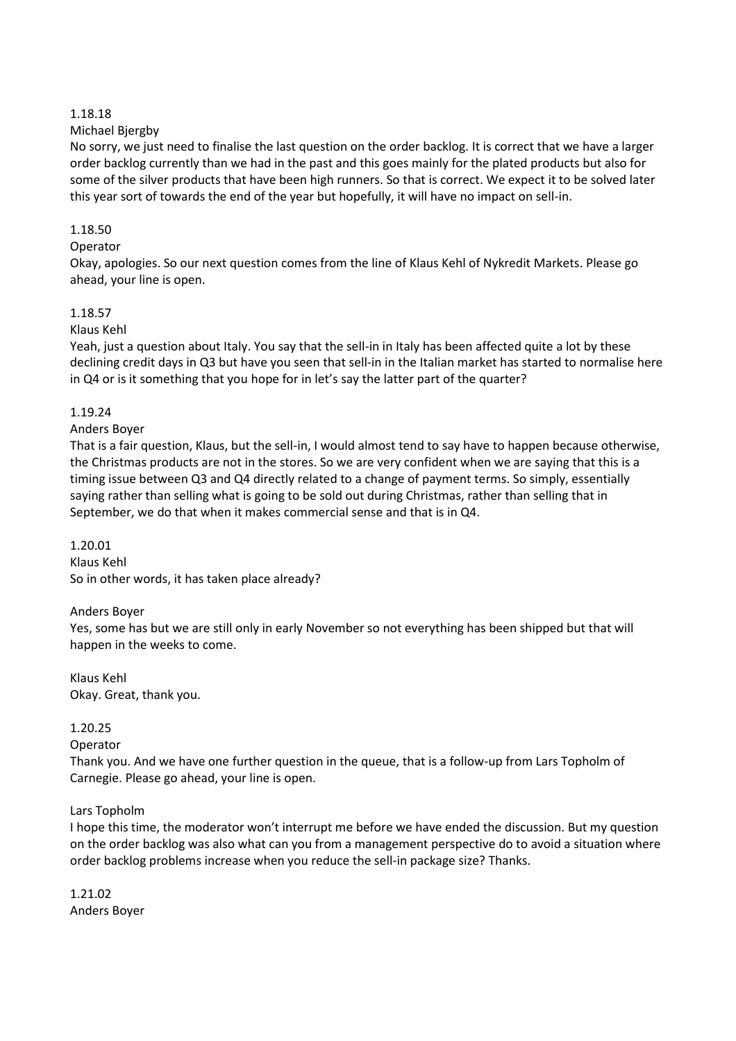1.18.18

Michael Bjergby

No sorry, we just need to finalise the last question on the order backlog. It is correct that we have a larger order backlog currently than we had in the past and this goes mainly for the plated products but also for some of the silver products that have been high runners. So that is correct. We expect it to be solved later this year sort of towards the end of the year but hopefully, it will have no impact on sell-in.

1.18.50

Operator

Okay, apologies. So our next question comes from the line of Klaus Kehl of Nykredit Markets. Please go ahead, your line is open.

1.18.57

Klaus Kehl

Yeah, just a question about Italy. You say that the sell-in in Italy has been affected quite a lot by these declining credit days in Q3 but have you seen that sell-in in the Italian market has started to normalise here in Q4 or is it something that you hope for in let's say the latter part of the quarter?

1.19.24

Anders Boyer

That is a fair question, Klaus, but the sell-in, I would almost tend to say have to happen because otherwise, the Christmas products are not in the stores. So we are very confident when we are saying that this is a timing issue between Q3 and Q4 directly related to a change of payment terms. So simply, essentially saying rather than selling what is going to be sold out during Christmas, rather than selling that in September, we do that when it makes commercial sense and that is in Q4.

1.20.01

Klaus Kehl

So in other words, it has taken place already?

Anders Boyer

Yes, some has but we are still only in early November so not everything has been shipped but that will happen in the weeks to come.

Klaus Kehl

Okay. Great, thank you.

1.20.25

Operator

Thank you. And we have one further question in the queue, that is a follow-up from Lars Topholm of Carnegie. Please go ahead, your line is open.

Lars Topholm

I hope this time, the moderator won't interrupt me before we have ended the discussion. But my question on the order backlog was also what can you from a management perspective do to avoid a situation where order backlog problems increase when you reduce the sell-in package size? Thanks.

1.21.02

Anders Boyer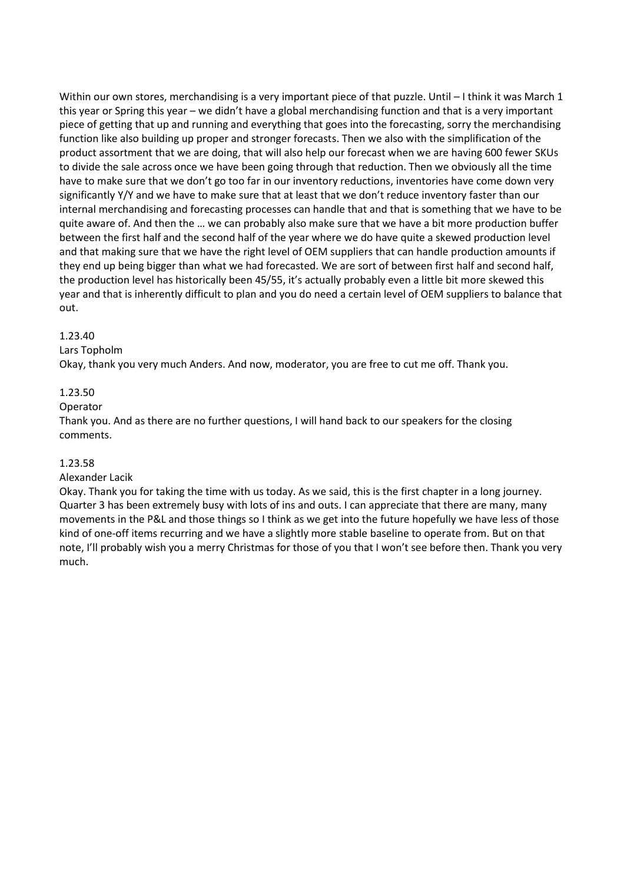Within our own stores, merchandising is a very important piece of that puzzle. Until – I think it was March 1 this year or Spring this year – we didn't have a global merchandising function and that is a very important piece of getting that up and running and everything that goes into the forecasting, sorry the merchandising function like also building up proper and stronger forecasts. Then we also with the simplification of the product assortment that we are doing, that will also help our forecast when we are having 600 fewer SKUs to divide the sale across once we have been going through that reduction. Then we obviously all the time have to make sure that we don't go too far in our inventory reductions, inventories have come down very significantly Y/Y and we have to make sure that at least that we don't reduce inventory faster than our internal merchandising and forecasting processes can handle that and that is something that we have to be quite aware of. And then the … we can probably also make sure that we have a bit more production buffer between the first half and the second half of the year where we do have quite a skewed production level and that making sure that we have the right level of OEM suppliers that can handle production amounts if they end up being bigger than what we had forecasted. We are sort of between first half and second half, the production level has historically been 45/55, it's actually probably even a little bit more skewed this year and that is inherently difficult to plan and you do need a certain level of OEM suppliers to balance that out.

1.23.40

Lars Topholm

Okay, thank you very much Anders. And now, moderator, you are free to cut me off. Thank you.

1.23.50

Operator

Thank you. And as there are no further questions, I will hand back to our speakers for the closing comments.

1.23.58

Alexander Lacik

Okay. Thank you for taking the time with us today. As we said, this is the first chapter in a long journey. Quarter 3 has been extremely busy with lots of ins and outs. I can appreciate that there are many, many movements in the P&L and those things so I think as we get into the future hopefully we have less of those kind of one-off items recurring and we have a slightly more stable baseline to operate from. But on that note, I'll probably wish you a merry Christmas for those of you that I won't see before then. Thank you very much.